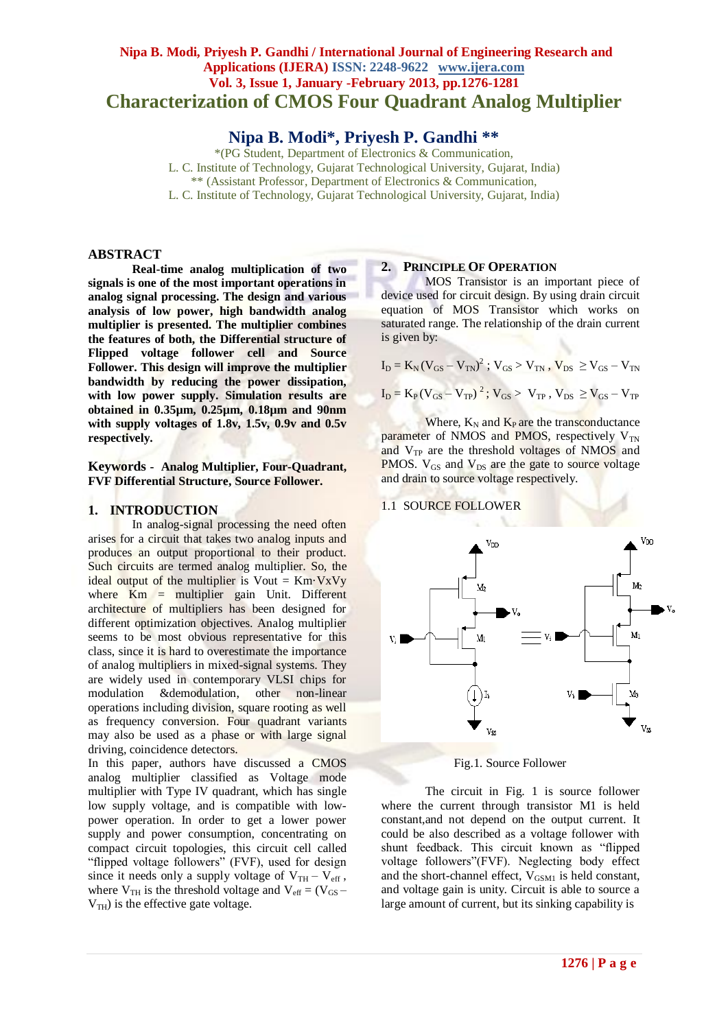# Characterization of CMOS Four Quadrant Analog Multiplier

## Nipa B. Modi*, Priyesh P. Gandhi **

*(PG Student, Department of Electronics & Communication,
L. C. Institute of Technology, Gujarat Technological University, Gujarat, India)
** (Assistant Professor, Department of Electronics & Communication,
L. C. Institute of Technology, Gujarat Technological University, Gujarat, India)

## ABSTRACT

**Real-time analog multiplication of two signals is one of the most important operations in analog signal processing. The design and various analysis of low power, high bandwidth analog multiplier is presented. The multiplier combines the features of both, the Differential structure of Flipped voltage follower cell and Source Follower. This design will improve the multiplier bandwidth by reducing the power dissipation, with low power supply. Simulation results are obtained in 0.35µm, 0.25µm, 0.18µm and 90nm with supply voltages of 1.8v, 1.5v, 0.9v and 0.5v respectively.**

**Keywords - Analog Multiplier, Four-Quadrant, FVF Differential Structure, Source Follower.**

## 1. INTRODUCTION

In analog-signal processing the need often arises for a circuit that takes two analog inputs and produces an output proportional to their product. Such circuits are termed analog multiplier. So, the ideal output of the multiplier is Vout = Km·VxVy where Km = multiplier gain Unit. Different architecture of multipliers has been designed for different optimization objectives. Analog multiplier seems to be most obvious representative for this class, since it is hard to overestimate the importance of analog multipliers in mixed-signal systems. They are widely used in contemporary VLSI chips for modulation &demodulation, other non-linear operations including division, square rooting as well as frequency conversion. Four quadrant variants may also be used as a phase or with large signal driving, coincidence detectors.

In this paper, authors have discussed a CMOS analog multiplier classified as Voltage mode multiplier with Type IV quadrant, which has single low supply voltage, and is compatible with low-power operation. In order to get a lower power supply and power consumption, concentrating on compact circuit topologies, this circuit cell called "flipped voltage followers" (FVF), used for design since it needs only a supply voltage of $V_{TH} - V_{eff}$, where $V_{TH}$ is the threshold voltage and $V_{eff} = (V_{GS} - V_{TH})$ is the effective gate voltage.

## 2. PRINCIPLE OF OPERATION

MOS Transistor is an important piece of device used for circuit design. By using drain circuit equation of MOS Transistor which works on saturated range. The relationship of the drain current is given by:

$$I_D = K_N (V_{GS} - V_{TN})^2 \; ; \; V_{GS} > V_{TN} \, , \; V_{DS} \geq V_{GS} - V_{TN}$$

$$I_D = K_P (V_{GS} - V_{TP})^2 \; ; \; V_{GS} > V_{TP} \, , \; V_{DS} \geq V_{GS} - V_{TP}$$

Where, $K_N$ and $K_P$ are the transconductance parameter of NMOS and PMOS, respectively $V_{TN}$ and $V_{TP}$ are the threshold voltages of NMOS and PMOS. $V_{GS}$ and $V_{DS}$ are the gate to source voltage and drain to source voltage respectively.

### 1.1 SOURCE FOLLOWER

Fig.1. Source Follower

The circuit in Fig. 1 is source follower where the current through transistor M1 is held constant,and not depend on the output current. It could be also described as a voltage follower with shunt feedback. This circuit known as "flipped voltage followers"(FVF). Neglecting body effect and the short-channel effect, $V_{GSM1}$ is held constant, and voltage gain is unity. Circuit is able to source a large amount of current, but its sinking capability is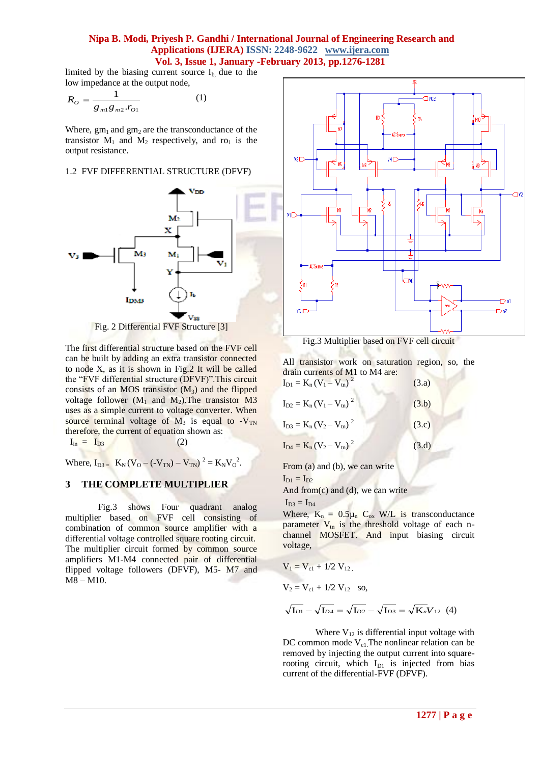limited by the biasing current source $I_b$, due to the low impedance at the output node,

$$R_O = \frac{1}{g_{m1} g_{m2} . r_{O1}} \qquad (1)$$

Where, $gm_1$ and $gm_2$ are the transconductance of the transistor $M_1$ and $M_2$ respectively, and $ro_1$ is the output resistance.

1.2 FVF DIFFERENTIAL STRUCTURE (DFVF)

Fig. 2 Differential FVF Structure [3]

The first differential structure based on the FVF cell can be built by adding an extra transistor connected to node X, as it is shown in Fig.2 It will be called the "FVF differential structure (DFVF)".This circuit consists of an MOS transistor ($M_3$) and the flipped voltage follower ($M_1$ and $M_2$).The transistor M3 uses as a simple current to voltage converter. When source terminal voltage of $M_3$ is equal to $-V_{TN}$ therefore, the current of equation shown as:

$I_{in} = I_{D3}$ (2)

Where, $I_{D3} = K_N(V_O - (-V_{TN}) - V_{TN})^2 = K_N V_O^2$.

## 3 THE COMPLETE MULTIPLIER

Fig.3 shows Four quadrant analog multiplier based on FVF cell consisting of combination of common source amplifier with a differential voltage controlled square rooting circuit. The multiplier circuit formed by common source amplifiers M1-M4 connected pair of differential flipped voltage followers (DFVF), M5- M7 and M8 – M10.

Fig.3 Multiplier based on FVF cell circuit

All transistor work on saturation region, so, the drain currents of M1 to M4 are:

$I_{D1} = K_n(V_1 - V_{tn})^2$ (3.a)

$I_{D2} = K_n(V_1 - V_{tn})^2$ (3.b)

$I_{D3} = K_n(V_2 - V_{tn})^2$ (3.c)

$I_{D4} = K_n(V_2 - V_{tn})^2$ (3.d)

From (a) and (b), we can write

$I_{D1} = I_{D2}$

And from(c) and (d), we can write

$I_{D3} = I_{D4}$

Where, $K_n = 0.5\mu_n C_{ox} W/L$ is transconductance parameter $V_{tn}$ is the threshold voltage of each n-channel MOSFET. And input biasing circuit voltage,

$V_1 = V_{c1} + 1/2\, V_{12}$,

$V_2 = V_{c1} + 1/2\, V_{12}$ so,

$$\sqrt{I_{D1}} - \sqrt{I_{D4}} = \sqrt{I_{D2}} - \sqrt{I_{D3}} = \sqrt{K_n} V_{12} \quad (4)$$

Where $V_{12}$ is differential input voltage with DC common mode $V_{c1}$.The nonlinear relation can be removed by injecting the output current into square-rooting circuit, which $I_{D1}$ is injected from bias current of the differential-FVF (DFVF).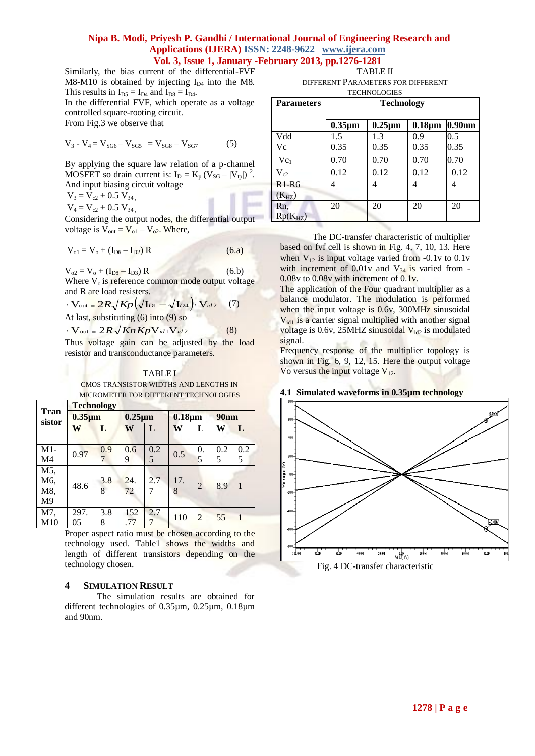Similarly, the bias current of the differential-FVF M8-M10 is obtained by injecting $I_{D4}$ into the M8. This results in $I_{D5} = I_{D4}$ and $I_{D8} = I_{D4}$.

In the differential FVF, which operate as a voltage controlled square-rooting circuit.

From Fig.3 we observe that

$$V_3 - V_4 = V_{SG6} - V_{SG5} = V_{SG8} - V_{SG7} \quad (5)$$

By applying the square law relation of a p-channel MOSFET so drain current is: $I_D = K_p (V_{SG} - |V_{tp}|)^2$.

And input biasing circuit voltage

$V_3 = V_{c2} + 0.5\ V_{34}$,

$V_4 = V_{c2} + 0.5\ V_{34}$,

Considering the output nodes, the differential output voltage is $V_{out} = V_{o1} - V_{o2}$. Where,

$$V_{o1} = V_o + (I_{D6} - I_{D2})\ R \quad (6.a)$$

$$V_{o2} = V_o + (I_{D8} - I_{D3})\ R \quad (6.b)$$

Where $V_o$ is reference common mode output voltage and R are load resisters.

$$\cdot\ V_{out} = 2R\sqrt{Kp}\left(\sqrt{I_{D1}} - \sqrt{I_{D4}}\right)\cdot V_{id2} \quad (7)$$

At last, substituting (6) into (9) so

$$\cdot\ V_{out} = 2R\sqrt{KnKp}V_{id1}V_{id2} \quad (8)$$

Thus voltage gain can be adjusted by the load resistor and transconductance parameters.

TABLE I

CMOS TRANSISTOR WIDTHS AND LENGTHS IN MICROMETER FOR DIFFERENT TECHNOLOGIES

| Transistor | Technology | | | | | | | |
|---|---|---|---|---|---|---|---|---|
| | 0.35µm | | 0.25µm | | 0.18µm | | 90nm | |
| | W | L | W | L | W | L | W | L |
| M1-M4 | 0.97 | 0.97 | 0.69 | 0.25 | 0.5 | 0.5 | 0.25 | 0.25 |
| M5, M6, M8, M9 | 48.6 | 3.88 | 24.72 | 2.77 | 17.8 | 2 | 8.9 | 1 |
| M7, M10 | 297.05 | 3.88 | 152.77 | 2.77 | 110 | 2 | 55 | 1 |

Proper aspect ratio must be chosen according to the technology used. Table1 shows the widths and length of different transistors depending on the technology chosen.

## 4 SIMULATION RESULT

The simulation results are obtained for different technologies of 0.35µm, 0.25µm, 0.18µm and 90nm.

TABLE II

DIFFERENT PARAMETERS FOR DIFFERENT TECHNOLOGIES

| Parameters | Technology | | | |
|---|---|---|---|---|
| | 0.35µm | 0.25µm | 0.18µm | 0.90nm |
| Vdd | 1.5 | 1.3 | 0.9 | 0.5 |
| Vc | 0.35 | 0.35 | 0.35 | 0.35 |
| $Vc_1$ | 0.70 | 0.70 | 0.70 | 0.70 |
| $V_{c2}$ | 0.12 | 0.12 | 0.12 | 0.12 |
| R1-R6 ($K_{HZ}$) | 4 | 4 | 4 | 4 |
| Rn, Rp($K_{HZ}$) | 20 | 20 | 20 | 20 |

The DC-transfer characteristic of multiplier based on fvf cell is shown in Fig. 4, 7, 10, 13. Here when $V_{12}$ is input voltage varied from -0.1v to 0.1v with increment of 0.01v and $V_{34}$ is varied from -0.08v to 0.08v with increment of 0.1v.

The application of the Four quadrant multiplier as a balance modulator. The modulation is performed when the input voltage is 0.6v, 300MHz sinusoidal $V_{id1}$ is a carrier signal multiplied with another signal voltage is 0.6v, 25MHZ sinusoidal $V_{id2}$ is modulated signal.

Frequency response of the multiplier topology is shown in Fig. 6, 9, 12, 15. Here the output voltage Vo versus the input voltage $V_{12}$.

### 4.1 Simulated waveforms in 0.35µm technology

Fig. 4 DC-transfer characteristic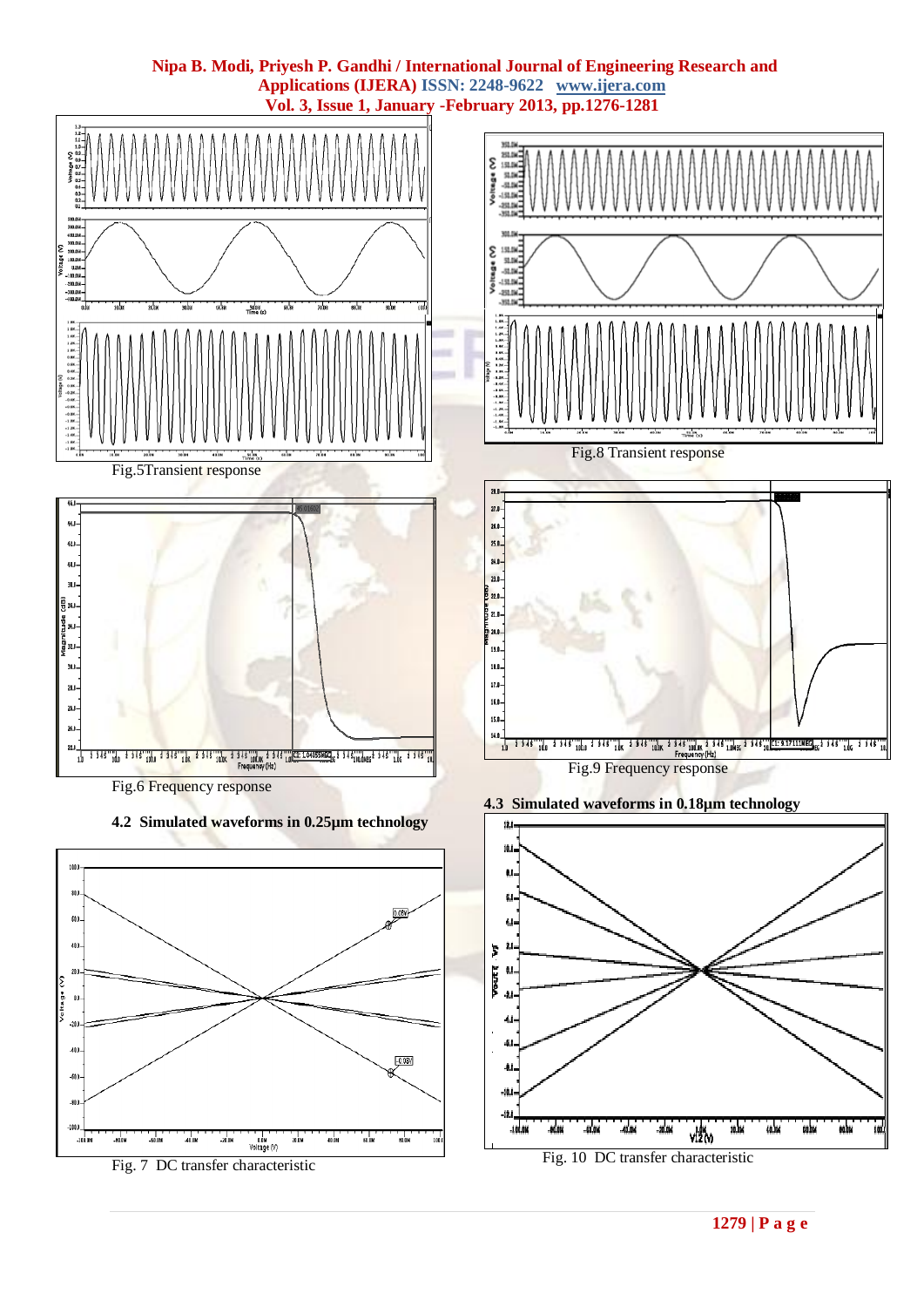Fig.5Transient response

Fig.6 Frequency response

### 4.2 Simulated waveforms in 0.25µm technology

Fig. 7 DC transfer characteristic

Fig.8 Transient response

Fig.9 Frequency response

### 4.3 Simulated waveforms in 0.18µm technology

Fig. 10 DC transfer characteristic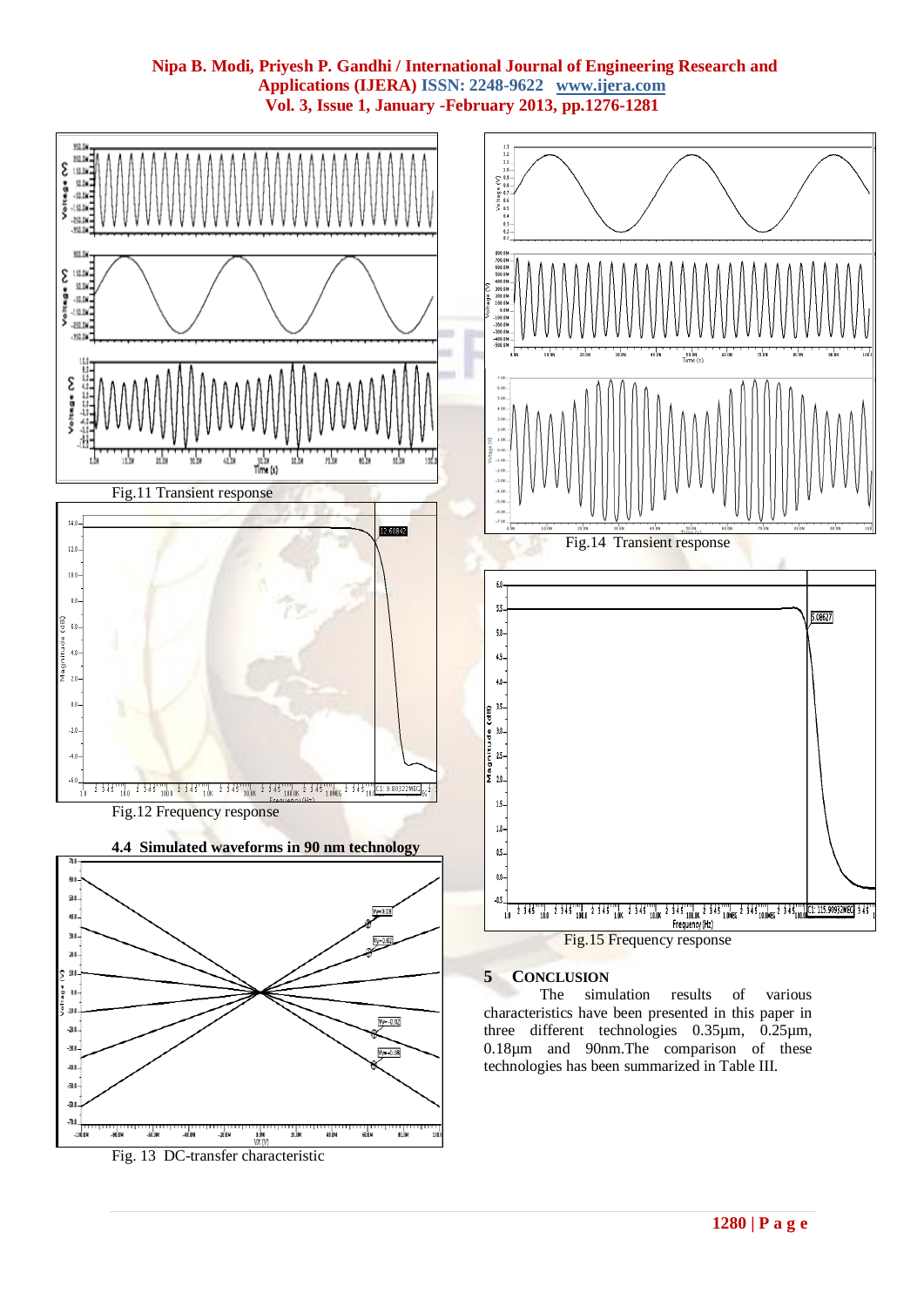Fig.11 Transient response

Fig.12 Frequency response

### 4.4 Simulated waveforms in 90 nm technology

Fig. 13 DC-transfer characteristic

Fig.14 Transient response

Fig.15 Frequency response

## 5 CONCLUSION

The simulation results of various characteristics have been presented in this paper in three different technologies 0.35µm, 0.25µm, 0.18µm and 90nm.The comparison of these technologies has been summarized in Table III.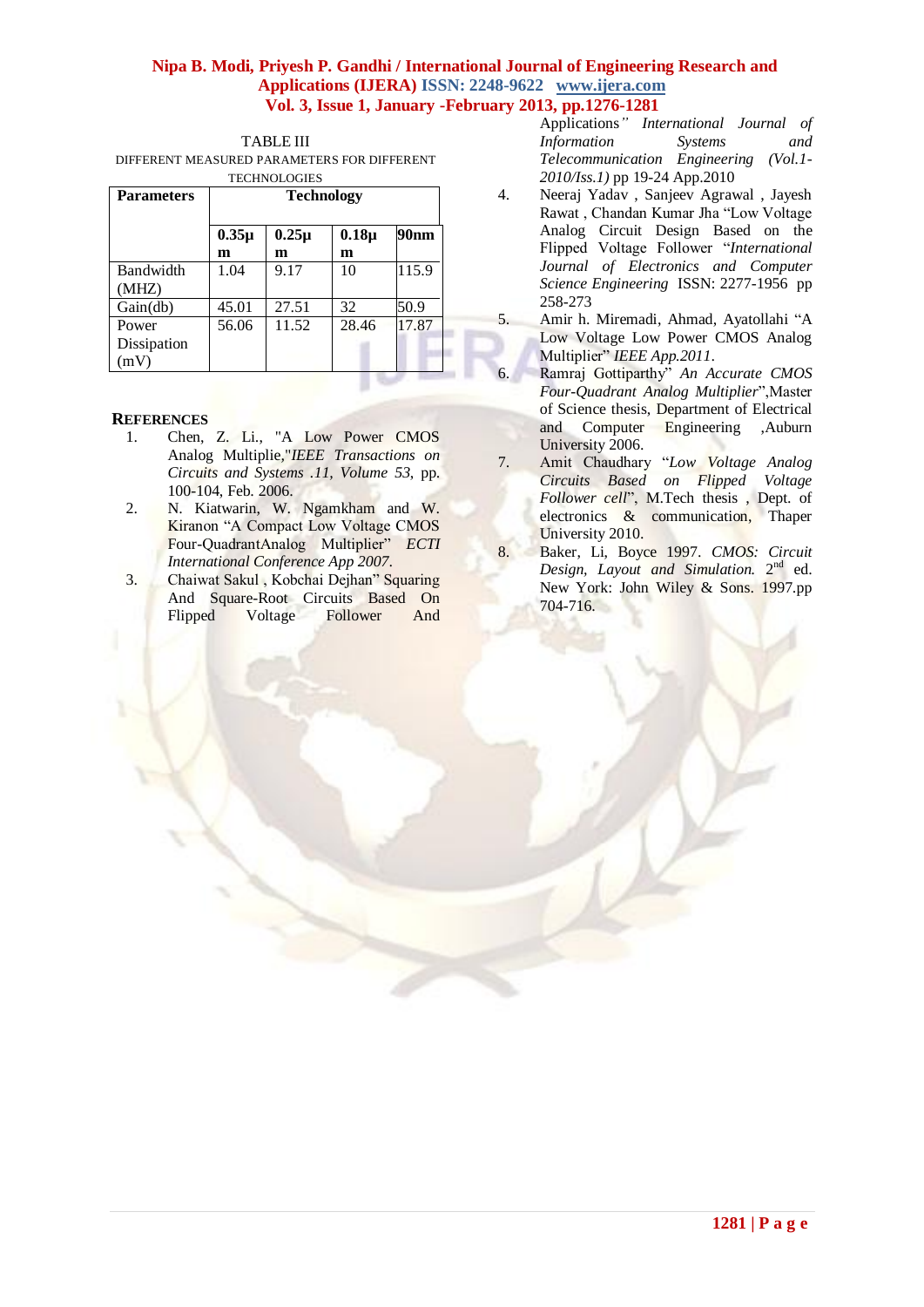TABLE III
DIFFERENT MEASURED PARAMETERS FOR DIFFERENT TECHNOLOGIES

| **Parameters** | **Technology** | | | |
|---|---|---|---|---|
| | **0.35µm** | **0.25µm** | **0.18µm** | **90nm** |
| Bandwidth (MHZ) | 1.04 | 9.17 | 10 | 115.9 |
| Gain(db) | 45.01 | 27.51 | 32 | 50.9 |
| Power Dissipation (mV) | 56.06 | 11.52 | 28.46 | 17.87 |

## REFERENCES

1. Chen, Z. Li., "A Low Power CMOS Analog Multiplie,"*IEEE Transactions on Circuits and Systems .11, Volume 53*, pp. 100-104, Feb. 2006.
2. N. Kiatwarin, W. Ngamkham and W. Kiranon "A Compact Low Voltage CMOS Four-QuadrantAnalog Multiplier" *ECTI International Conference App 2007*.
3. Chaiwat Sakul , Kobchai Dejhan" Squaring And Square-Root Circuits Based On Flipped Voltage Follower And Applications*" International Journal of Information Systems and Telecommunication Engineering (Vol.1-2010/Iss.1)* pp 19-24 App.2010
4. Neeraj Yadav , Sanjeev Agrawal , Jayesh Rawat , Chandan Kumar Jha "Low Voltage Analog Circuit Design Based on the Flipped Voltage Follower "*International Journal of Electronics and Computer Science Engineering* ISSN: 2277-1956 pp 258-273
5. Amir h. Miremadi, Ahmad, Ayatollahi "A Low Voltage Low Power CMOS Analog Multiplier" *IEEE App.2011*.
6. Ramraj Gottiparthy" *An Accurate CMOS Four-Quadrant Analog Multiplier*",Master of Science thesis, Department of Electrical and Computer Engineering ,Auburn University 2006.
7. Amit Chaudhary "*Low Voltage Analog Circuits Based on Flipped Voltage Follower cell*", M.Tech thesis , Dept. of electronics & communication, Thaper University 2010.
8. Baker, Li, Boyce 1997. *CMOS: Circuit Design, Layout and Simulation.* 2nd ed. New York: John Wiley & Sons. 1997.pp 704-716.